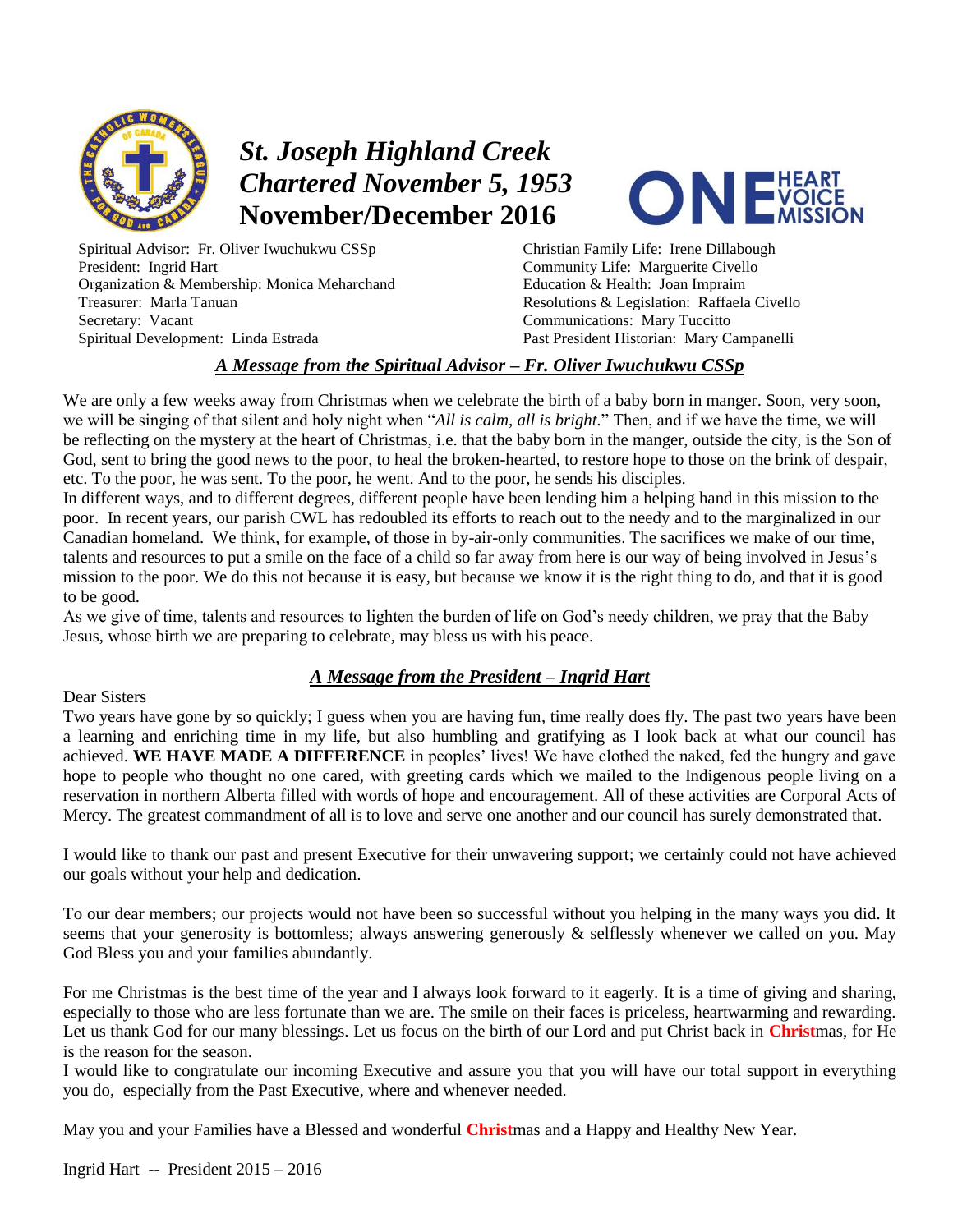# *St. Joseph Highland Creek*
# *Chartered November 5, 1953*
# November/December 2016

ONE HEART VOICE MISSION

Spiritual Advisor: Fr. Oliver Iwuchukwu CSSp
President: Ingrid Hart
Organization & Membership: Monica Meharchand
Treasurer: Marla Tanuan
Secretary: Vacant
Spiritual Development: Linda Estrada
Christian Family Life: Irene Dillabough
Community Life: Marguerite Civello
Education & Health: Joan Impraim
Resolutions & Legislation: Raffaela Civello
Communications: Mary Tuccitto
Past President Historian: Mary Campanelli

## *A Message from the Spiritual Advisor – Fr. Oliver Iwuchukwu CSSp*

We are only a few weeks away from Christmas when we celebrate the birth of a baby born in manger. Soon, very soon, we will be singing of that silent and holy night when "*All is calm, all is bright.*" Then, and if we have the time, we will be reflecting on the mystery at the heart of Christmas, i.e. that the baby born in the manger, outside the city, is the Son of God, sent to bring the good news to the poor, to heal the broken-hearted, to restore hope to those on the brink of despair, etc. To the poor, he was sent. To the poor, he went. And to the poor, he sends his disciples.

In different ways, and to different degrees, different people have been lending him a helping hand in this mission to the poor. In recent years, our parish CWL has redoubled its efforts to reach out to the needy and to the marginalized in our Canadian homeland. We think, for example, of those in by-air-only communities. The sacrifices we make of our time, talents and resources to put a smile on the face of a child so far away from here is our way of being involved in Jesus's mission to the poor. We do this not because it is easy, but because we know it is the right thing to do, and that it is good to be good.

As we give of time, talents and resources to lighten the burden of life on God's needy children, we pray that the Baby Jesus, whose birth we are preparing to celebrate, may bless us with his peace.

## *A Message from the President – Ingrid Hart*

Dear Sisters

Two years have gone by so quickly; I guess when you are having fun, time really does fly. The past two years have been a learning and enriching time in my life, but also humbling and gratifying as I look back at what our council has achieved. **WE HAVE MADE A DIFFERENCE** in peoples' lives! We have clothed the naked, fed the hungry and gave hope to people who thought no one cared, with greeting cards which we mailed to the Indigenous people living on a reservation in northern Alberta filled with words of hope and encouragement. All of these activities are Corporal Acts of Mercy. The greatest commandment of all is to love and serve one another and our council has surely demonstrated that.

I would like to thank our past and present Executive for their unwavering support; we certainly could not have achieved our goals without your help and dedication.

To our dear members; our projects would not have been so successful without you helping in the many ways you did. It seems that your generosity is bottomless; always answering generously & selflessly whenever we called on you. May God Bless you and your families abundantly.

For me Christmas is the best time of the year and I always look forward to it eagerly. It is a time of giving and sharing, especially to those who are less fortunate than we are. The smile on their faces is priceless, heartwarming and rewarding. Let us thank God for our many blessings. Let us focus on the birth of our Lord and put Christ back in **Christ**mas, for He is the reason for the season.

I would like to congratulate our incoming Executive and assure you that you will have our total support in everything you do, especially from the Past Executive, where and whenever needed.

May you and your Families have a Blessed and wonderful **Christ**mas and a Happy and Healthy New Year.

Ingrid Hart -- President 2015 – 2016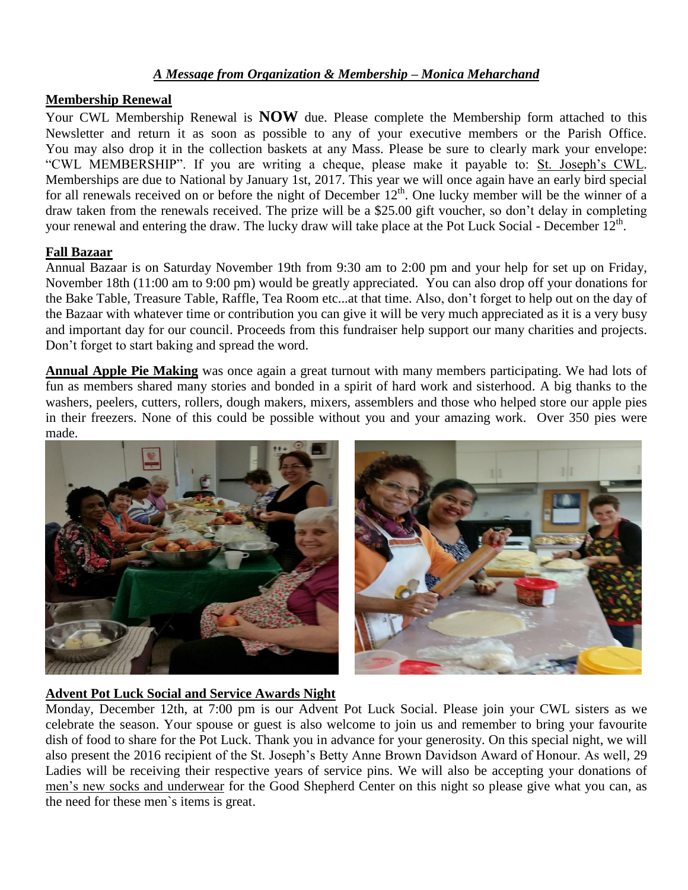***A Message from Organization & Membership – Monica Meharchand***

**Membership Renewal**

Your CWL Membership Renewal is **NOW** due. Please complete the Membership form attached to this Newsletter and return it as soon as possible to any of your executive members or the Parish Office. You may also drop it in the collection baskets at any Mass. Please be sure to clearly mark your envelope: "CWL MEMBERSHIP". If you are writing a cheque, please make it payable to: St. Joseph's CWL. Memberships are due to National by January 1st, 2017. This year we will once again have an early bird special for all renewals received on or before the night of December 12th. One lucky member will be the winner of a draw taken from the renewals received. The prize will be a $25.00 gift voucher, so don't delay in completing your renewal and entering the draw. The lucky draw will take place at the Pot Luck Social - December 12th.

**Fall Bazaar**

Annual Bazaar is on Saturday November 19th from 9:30 am to 2:00 pm and your help for set up on Friday, November 18th (11:00 am to 9:00 pm) would be greatly appreciated. You can also drop off your donations for the Bake Table, Treasure Table, Raffle, Tea Room etc...at that time. Also, don't forget to help out on the day of the Bazaar with whatever time or contribution you can give it will be very much appreciated as it is a very busy and important day for our council. Proceeds from this fundraiser help support our many charities and projects. Don't forget to start baking and spread the word.

**Annual Apple Pie Making** was once again a great turnout with many members participating. We had lots of fun as members shared many stories and bonded in a spirit of hard work and sisterhood. A big thanks to the washers, peelers, cutters, rollers, dough makers, mixers, assemblers and those who helped store our apple pies in their freezers. None of this could be possible without you and your amazing work. Over 350 pies were made.

**Advent Pot Luck Social and Service Awards Night**

Monday, December 12th, at 7:00 pm is our Advent Pot Luck Social. Please join your CWL sisters as we celebrate the season. Your spouse or guest is also welcome to join us and remember to bring your favourite dish of food to share for the Pot Luck. Thank you in advance for your generosity. On this special night, we will also present the 2016 recipient of the St. Joseph's Betty Anne Brown Davidson Award of Honour. As well, 29 Ladies will be receiving their respective years of service pins. We will also be accepting your donations of men's new socks and underwear for the Good Shepherd Center on this night so please give what you can, as the need for these men`s items is great.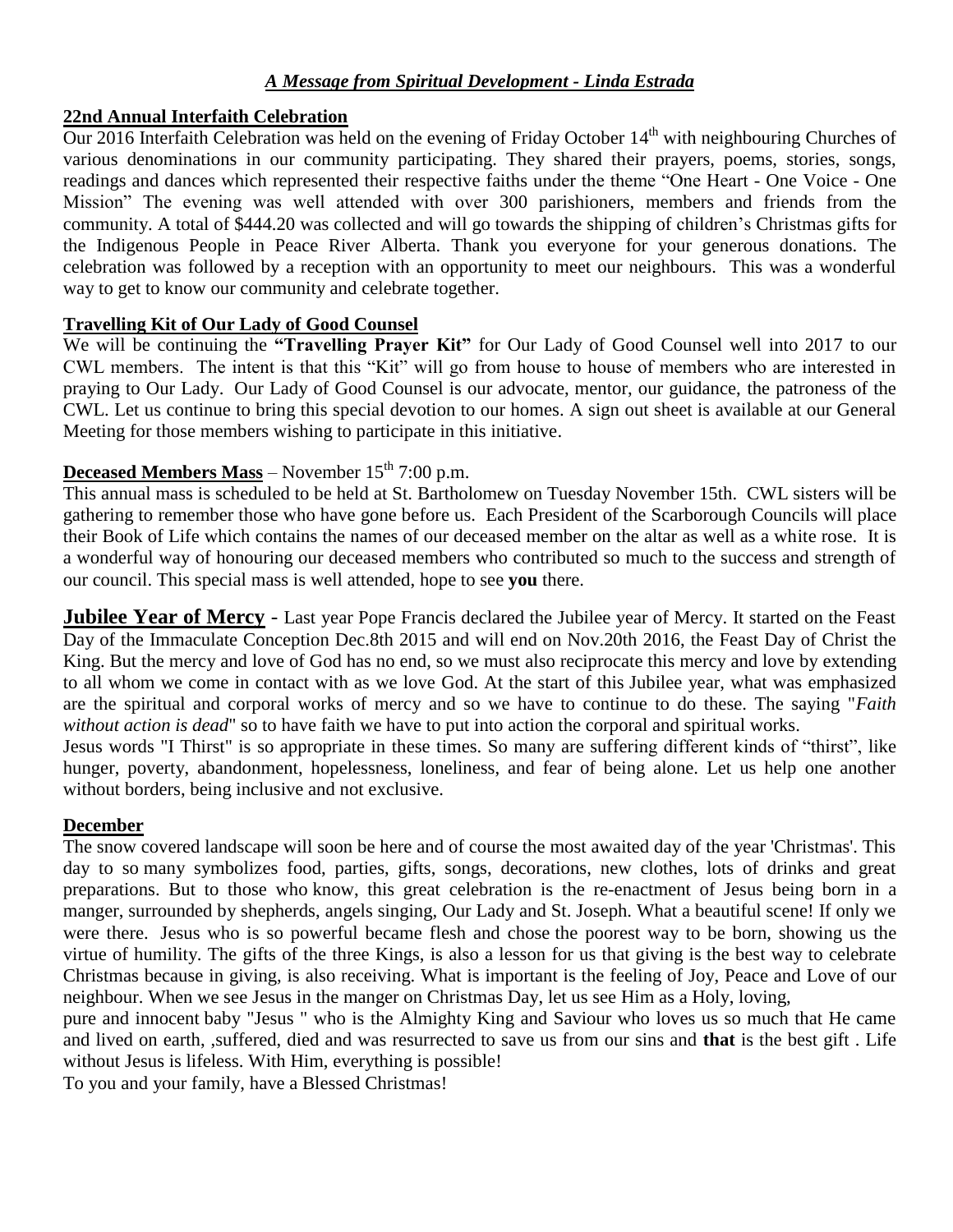## *A Message from Spiritual Development - Linda Estrada*

### 22nd Annual Interfaith Celebration

Our 2016 Interfaith Celebration was held on the evening of Friday October 14th with neighbouring Churches of various denominations in our community participating. They shared their prayers, poems, stories, songs, readings and dances which represented their respective faiths under the theme "One Heart - One Voice - One Mission" The evening was well attended with over 300 parishioners, members and friends from the community. A total of $444.20 was collected and will go towards the shipping of children's Christmas gifts for the Indigenous People in Peace River Alberta. Thank you everyone for your generous donations. The celebration was followed by a reception with an opportunity to meet our neighbours. This was a wonderful way to get to know our community and celebrate together.

### Travelling Kit of Our Lady of Good Counsel

We will be continuing the **"Travelling Prayer Kit"** for Our Lady of Good Counsel well into 2017 to our CWL members. The intent is that this "Kit" will go from house to house of members who are interested in praying to Our Lady. Our Lady of Good Counsel is our advocate, mentor, our guidance, the patroness of the CWL. Let us continue to bring this special devotion to our homes. A sign out sheet is available at our General Meeting for those members wishing to participate in this initiative.

### Deceased Members Mass – November 15th 7:00 p.m.

This annual mass is scheduled to be held at St. Bartholomew on Tuesday November 15th. CWL sisters will be gathering to remember those who have gone before us. Each President of the Scarborough Councils will place their Book of Life which contains the names of our deceased member on the altar as well as a white rose. It is a wonderful way of honouring our deceased members who contributed so much to the success and strength of our council. This special mass is well attended, hope to see **you** there.

**Jubilee Year of Mercy** - Last year Pope Francis declared the Jubilee year of Mercy. It started on the Feast Day of the Immaculate Conception Dec.8th 2015 and will end on Nov.20th 2016, the Feast Day of Christ the King. But the mercy and love of God has no end, so we must also reciprocate this mercy and love by extending to all whom we come in contact with as we love God. At the start of this Jubilee year, what was emphasized are the spiritual and corporal works of mercy and so we have to continue to do these. The saying "*Faith without action is dead*" so to have faith we have to put into action the corporal and spiritual works.

Jesus words "I Thirst" is so appropriate in these times. So many are suffering different kinds of "thirst", like hunger, poverty, abandonment, hopelessness, loneliness, and fear of being alone. Let us help one another without borders, being inclusive and not exclusive.

### December

The snow covered landscape will soon be here and of course the most awaited day of the year 'Christmas'. This day to so many symbolizes food, parties, gifts, songs, decorations, new clothes, lots of drinks and great preparations. But to those who know, this great celebration is the re-enactment of Jesus being born in a manger, surrounded by shepherds, angels singing, Our Lady and St. Joseph. What a beautiful scene! If only we were there. Jesus who is so powerful became flesh and chose the poorest way to be born, showing us the virtue of humility. The gifts of the three Kings, is also a lesson for us that giving is the best way to celebrate Christmas because in giving, is also receiving. What is important is the feeling of Joy, Peace and Love of our neighbour. When we see Jesus in the manger on Christmas Day, let us see Him as a Holy, loving, pure and innocent baby "Jesus " who is the Almighty King and Saviour who loves us so much that He came and lived on earth, ,suffered, died and was resurrected to save us from our sins and **that** is the best gift . Life without Jesus is lifeless. With Him, everything is possible!

To you and your family, have a Blessed Christmas!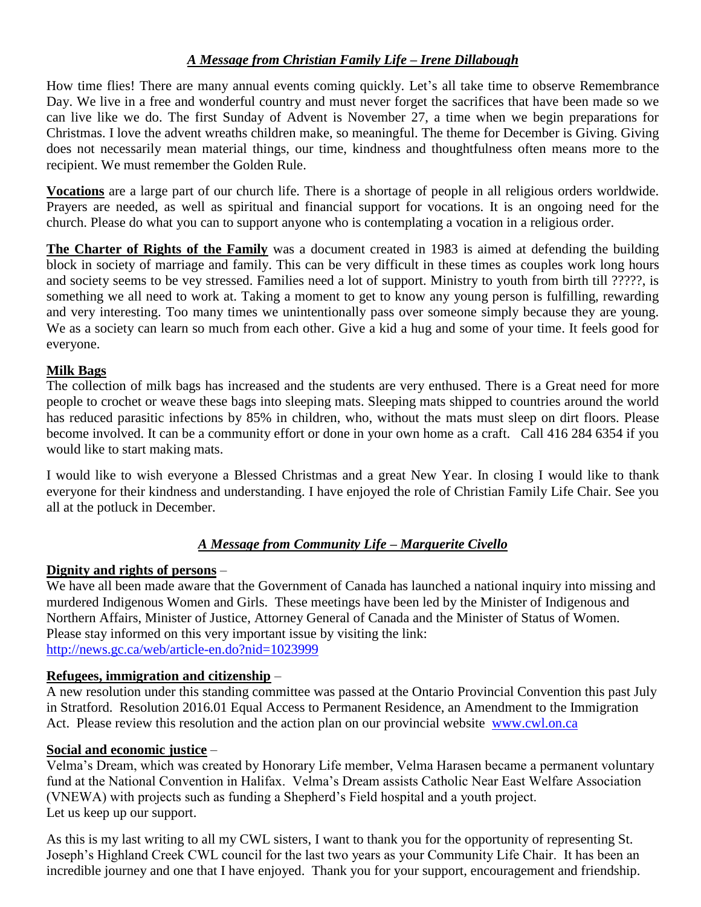## *A Message from Christian Family Life – Irene Dillabough*

How time flies! There are many annual events coming quickly. Let's all take time to observe Remembrance Day. We live in a free and wonderful country and must never forget the sacrifices that have been made so we can live like we do. The first Sunday of Advent is November 27, a time when we begin preparations for Christmas. I love the advent wreaths children make, so meaningful. The theme for December is Giving. Giving does not necessarily mean material things, our time, kindness and thoughtfulness often means more to the recipient. We must remember the Golden Rule.

**Vocations** are a large part of our church life. There is a shortage of people in all religious orders worldwide. Prayers are needed, as well as spiritual and financial support for vocations. It is an ongoing need for the church. Please do what you can to support anyone who is contemplating a vocation in a religious order.

**The Charter of Rights of the Family** was a document created in 1983 is aimed at defending the building block in society of marriage and family. This can be very difficult in these times as couples work long hours and society seems to be vey stressed. Families need a lot of support. Ministry to youth from birth till ?????, is something we all need to work at. Taking a moment to get to know any young person is fulfilling, rewarding and very interesting. Too many times we unintentionally pass over someone simply because they are young. We as a society can learn so much from each other. Give a kid a hug and some of your time. It feels good for everyone.

**Milk Bags**

The collection of milk bags has increased and the students are very enthused. There is a Great need for more people to crochet or weave these bags into sleeping mats. Sleeping mats shipped to countries around the world has reduced parasitic infections by 85% in children, who, without the mats must sleep on dirt floors. Please become involved. It can be a community effort or done in your own home as a craft. Call 416 284 6354 if you would like to start making mats.

I would like to wish everyone a Blessed Christmas and a great New Year. In closing I would like to thank everyone for their kindness and understanding. I have enjoyed the role of Christian Family Life Chair. See you all at the potluck in December.

## *A Message from Community Life – Marguerite Civello*

**Dignity and rights of persons** –

We have all been made aware that the Government of Canada has launched a national inquiry into missing and murdered Indigenous Women and Girls. These meetings have been led by the Minister of Indigenous and Northern Affairs, Minister of Justice, Attorney General of Canada and the Minister of Status of Women. Please stay informed on this very important issue by visiting the link:
http://news.gc.ca/web/article-en.do?nid=1023999

**Refugees, immigration and citizenship** –

A new resolution under this standing committee was passed at the Ontario Provincial Convention this past July in Stratford. Resolution 2016.01 Equal Access to Permanent Residence, an Amendment to the Immigration Act. Please review this resolution and the action plan on our provincial website www.cwl.on.ca

**Social and economic justice** –

Velma's Dream, which was created by Honorary Life member, Velma Harasen became a permanent voluntary fund at the National Convention in Halifax. Velma's Dream assists Catholic Near East Welfare Association (VNEWA) with projects such as funding a Shepherd's Field hospital and a youth project.
Let us keep up our support.

As this is my last writing to all my CWL sisters, I want to thank you for the opportunity of representing St. Joseph's Highland Creek CWL council for the last two years as your Community Life Chair. It has been an incredible journey and one that I have enjoyed. Thank you for your support, encouragement and friendship.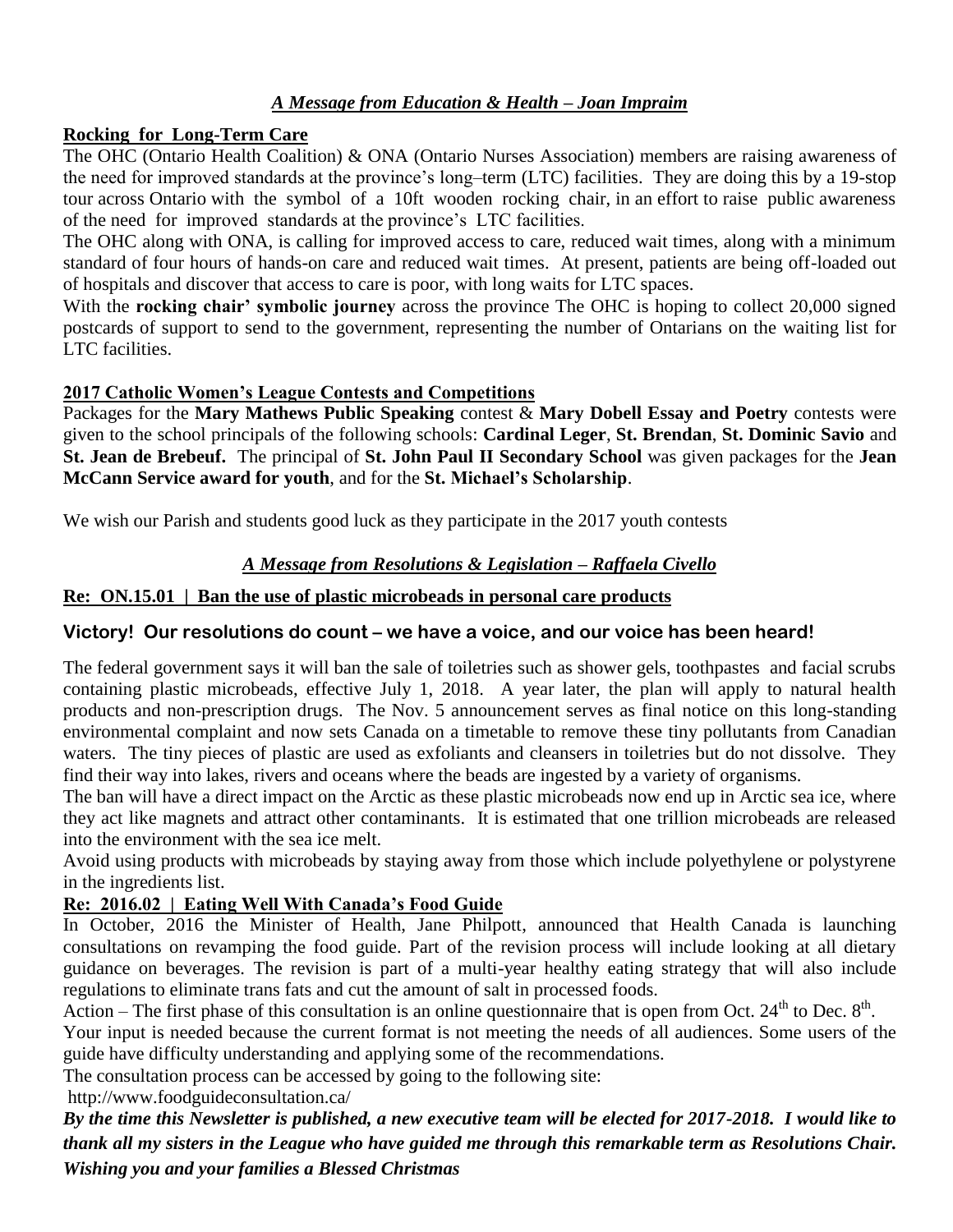## *A Message from Education & Health – Joan Impraim*

**Rocking for Long-Term Care**

The OHC (Ontario Health Coalition) & ONA (Ontario Nurses Association) members are raising awareness of the need for improved standards at the province's long–term (LTC) facilities. They are doing this by a 19-stop tour across Ontario with the symbol of a 10ft wooden rocking chair, in an effort to raise public awareness of the need for improved standards at the province's LTC facilities.

The OHC along with ONA, is calling for improved access to care, reduced wait times, along with a minimum standard of four hours of hands-on care and reduced wait times. At present, patients are being off-loaded out of hospitals and discover that access to care is poor, with long waits for LTC spaces.

With the **rocking chair' symbolic journey** across the province The OHC is hoping to collect 20,000 signed postcards of support to send to the government, representing the number of Ontarians on the waiting list for LTC facilities.

**2017 Catholic Women's League Contests and Competitions**

Packages for the **Mary Mathews Public Speaking** contest & **Mary Dobell Essay and Poetry** contests were given to the school principals of the following schools: **Cardinal Leger**, **St. Brendan**, **St. Dominic Savio** and **St. Jean de Brebeuf.** The principal of **St. John Paul II Secondary School** was given packages for the **Jean McCann Service award for youth**, and for the **St. Michael's Scholarship**.

We wish our Parish and students good luck as they participate in the 2017 youth contests

## *A Message from Resolutions & Legislation – Raffaela Civello*

**Re: ON.15.01 | Ban the use of plastic microbeads in personal care products**

**Victory! Our resolutions do count – we have a voice, and our voice has been heard!**

The federal government says it will ban the sale of toiletries such as shower gels, toothpastes and facial scrubs containing plastic microbeads, effective July 1, 2018. A year later, the plan will apply to natural health products and non-prescription drugs. The Nov. 5 announcement serves as final notice on this long-standing environmental complaint and now sets Canada on a timetable to remove these tiny pollutants from Canadian waters. The tiny pieces of plastic are used as exfoliants and cleansers in toiletries but do not dissolve. They find their way into lakes, rivers and oceans where the beads are ingested by a variety of organisms.

The ban will have a direct impact on the Arctic as these plastic microbeads now end up in Arctic sea ice, where they act like magnets and attract other contaminants. It is estimated that one trillion microbeads are released into the environment with the sea ice melt.

Avoid using products with microbeads by staying away from those which include polyethylene or polystyrene in the ingredients list.

**Re: 2016.02 | Eating Well With Canada's Food Guide**

In October, 2016 the Minister of Health, Jane Philpott, announced that Health Canada is launching consultations on revamping the food guide. Part of the revision process will include looking at all dietary guidance on beverages. The revision is part of a multi-year healthy eating strategy that will also include regulations to eliminate trans fats and cut the amount of salt in processed foods.

Action – The first phase of this consultation is an online questionnaire that is open from Oct. 24th to Dec. 8th.

Your input is needed because the current format is not meeting the needs of all audiences. Some users of the guide have difficulty understanding and applying some of the recommendations.

The consultation process can be accessed by going to the following site:

http://www.foodguideconsultation.ca/

***By the time this Newsletter is published, a new executive team will be elected for 2017-2018. I would like to thank all my sisters in the League who have guided me through this remarkable term as Resolutions Chair. Wishing you and your families a Blessed Christmas***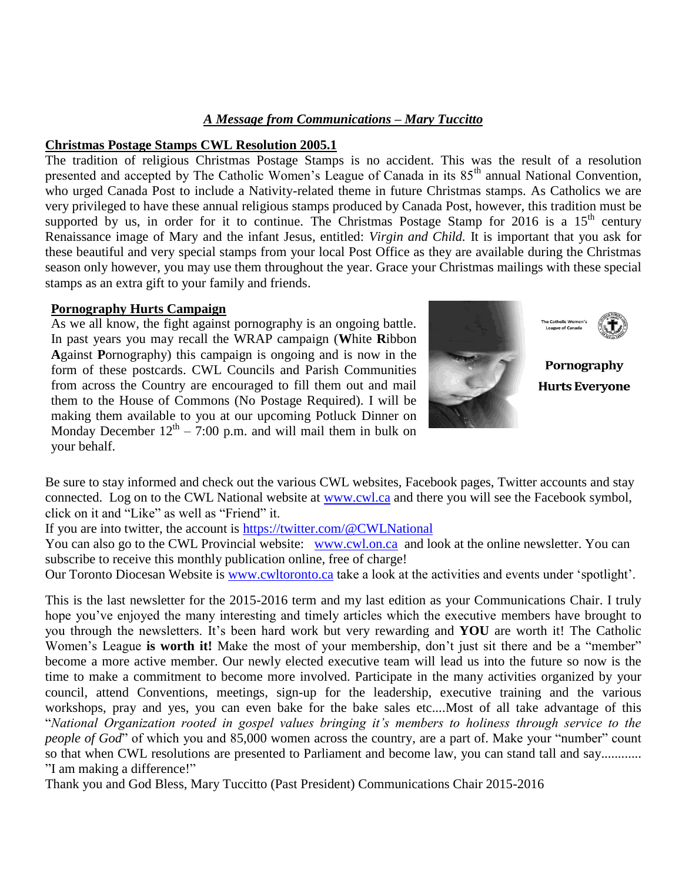## *A Message from Communications – Mary Tuccitto*

**Christmas Postage Stamps CWL Resolution 2005.1**

The tradition of religious Christmas Postage Stamps is no accident. This was the result of a resolution presented and accepted by The Catholic Women's League of Canada in its 85th annual National Convention, who urged Canada Post to include a Nativity-related theme in future Christmas stamps. As Catholics we are very privileged to have these annual religious stamps produced by Canada Post, however, this tradition must be supported by us, in order for it to continue. The Christmas Postage Stamp for 2016 is a 15th century Renaissance image of Mary and the infant Jesus, entitled: *Virgin and Child.* It is important that you ask for these beautiful and very special stamps from your local Post Office as they are available during the Christmas season only however, you may use them throughout the year. Grace your Christmas mailings with these special stamps as an extra gift to your family and friends.

**Pornography Hurts Campaign**

As we all know, the fight against pornography is an ongoing battle. In past years you may recall the WRAP campaign (**W**hite **R**ibbon **A**gainst **P**ornography) this campaign is ongoing and is now in the form of these postcards. CWL Councils and Parish Communities from across the Country are encouraged to fill them out and mail them to the House of Commons (No Postage Required). I will be making them available to you at our upcoming Potluck Dinner on Monday December 12th – 7:00 p.m. and will mail them in bulk on your behalf.

The Catholic Women's League of Canada

**Pornography Hurts Everyone**

Be sure to stay informed and check out the various CWL websites, Facebook pages, Twitter accounts and stay connected. Log on to the CWL National website at www.cwl.ca and there you will see the Facebook symbol, click on it and "Like" as well as "Friend" it.

If you are into twitter, the account is https://twitter.com/@CWLNational

You can also go to the CWL Provincial website: www.cwl.on.ca and look at the online newsletter. You can subscribe to receive this monthly publication online, free of charge!

Our Toronto Diocesan Website is www.cwltoronto.ca take a look at the activities and events under 'spotlight'.

This is the last newsletter for the 2015-2016 term and my last edition as your Communications Chair. I truly hope you've enjoyed the many interesting and timely articles which the executive members have brought to you through the newsletters. It's been hard work but very rewarding and **YOU** are worth it! The Catholic Women's League **is worth it!** Make the most of your membership, don't just sit there and be a "member" become a more active member. Our newly elected executive team will lead us into the future so now is the time to make a commitment to become more involved. Participate in the many activities organized by your council, attend Conventions, meetings, sign-up for the leadership, executive training and the various workshops, pray and yes, you can even bake for the bake sales etc....Most of all take advantage of this "*National Organization rooted in gospel values bringing it's members to holiness through service to the people of God*" of which you and 85,000 women across the country, are a part of. Make your "number" count so that when CWL resolutions are presented to Parliament and become law, you can stand tall and say............ "I am making a difference!"

Thank you and God Bless, Mary Tuccitto (Past President) Communications Chair 2015-2016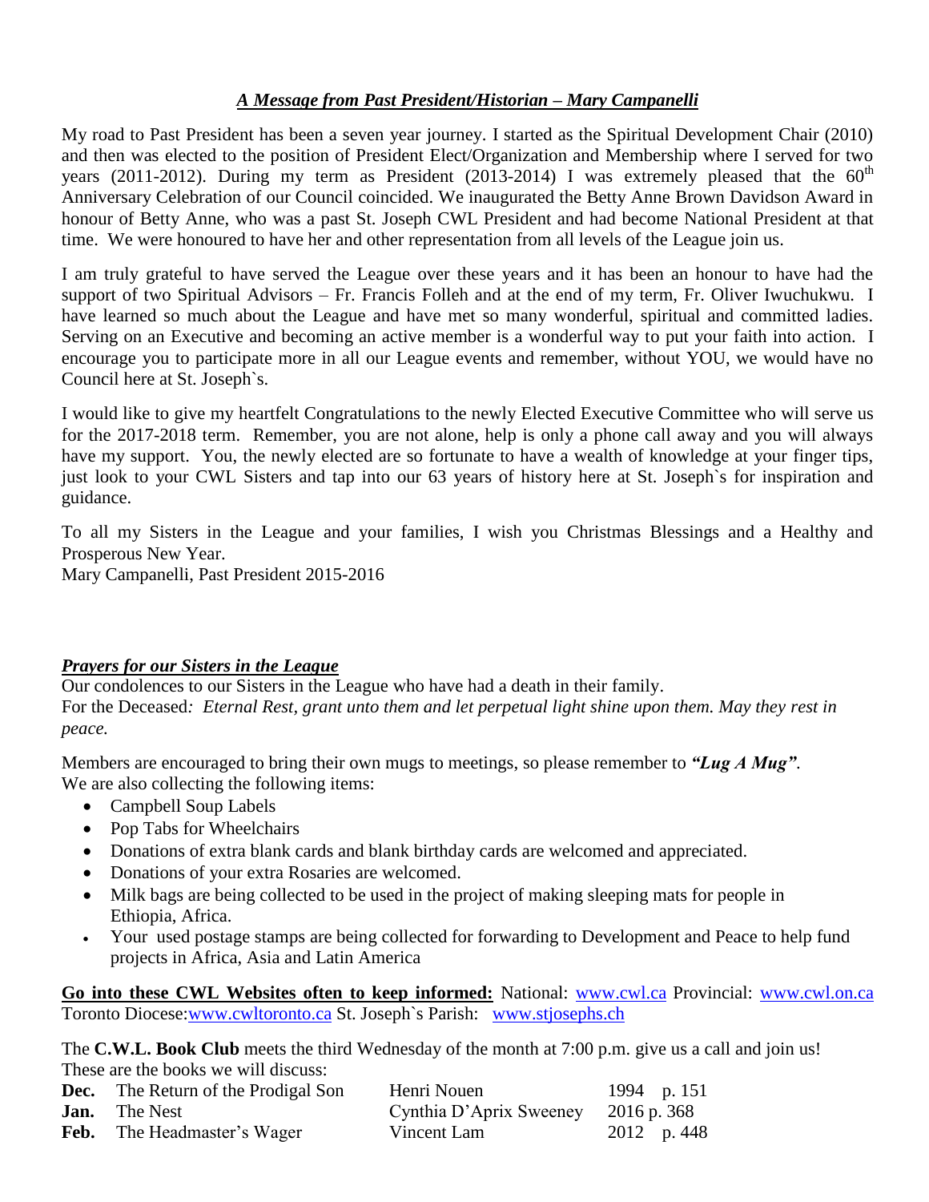## *A Message from Past President/Historian – Mary Campanelli*

My road to Past President has been a seven year journey. I started as the Spiritual Development Chair (2010) and then was elected to the position of President Elect/Organization and Membership where I served for two years (2011-2012). During my term as President (2013-2014) I was extremely pleased that the 60th Anniversary Celebration of our Council coincided. We inaugurated the Betty Anne Brown Davidson Award in honour of Betty Anne, who was a past St. Joseph CWL President and had become National President at that time. We were honoured to have her and other representation from all levels of the League join us.

I am truly grateful to have served the League over these years and it has been an honour to have had the support of two Spiritual Advisors – Fr. Francis Folleh and at the end of my term, Fr. Oliver Iwuchukwu. I have learned so much about the League and have met so many wonderful, spiritual and committed ladies. Serving on an Executive and becoming an active member is a wonderful way to put your faith into action. I encourage you to participate more in all our League events and remember, without YOU, we would have no Council here at St. Joseph`s.

I would like to give my heartfelt Congratulations to the newly Elected Executive Committee who will serve us for the 2017-2018 term. Remember, you are not alone, help is only a phone call away and you will always have my support. You, the newly elected are so fortunate to have a wealth of knowledge at your finger tips, just look to your CWL Sisters and tap into our 63 years of history here at St. Joseph`s for inspiration and guidance.

To all my Sisters in the League and your families, I wish you Christmas Blessings and a Healthy and Prosperous New Year.
Mary Campanelli, Past President 2015-2016

### *Prayers for our Sisters in the League*

Our condolences to our Sisters in the League who have had a death in their family.
For the Deceased*: Eternal Rest, grant unto them and let perpetual light shine upon them. May they rest in peace.*

Members are encouraged to bring their own mugs to meetings, so please remember to ***"Lug A Mug"***.
We are also collecting the following items:

- Campbell Soup Labels
- Pop Tabs for Wheelchairs
- Donations of extra blank cards and blank birthday cards are welcomed and appreciated.
- Donations of your extra Rosaries are welcomed.
- Milk bags are being collected to be used in the project of making sleeping mats for people in Ethiopia, Africa.
- Your used postage stamps are being collected for forwarding to Development and Peace to help fund projects in Africa, Asia and Latin America

**Go into these CWL Websites often to keep informed:** National: www.cwl.ca Provincial: www.cwl.on.ca Toronto Diocese: www.cwltoronto.ca St. Joseph`s Parish: www.stjosephs.ch

The **C.W.L. Book Club** meets the third Wednesday of the month at 7:00 p.m. give us a call and join us!
These are the books we will discuss:

| | | | |
|---|---|---|---|
| **Dec.** | The Return of the Prodigal Son | Henri Nouen | 1994 p. 151 |
| **Jan.** | The Nest | Cynthia D'Aprix Sweeney | 2016 p. 368 |
| **Feb.** | The Headmaster's Wager | Vincent Lam | 2012 p. 448 |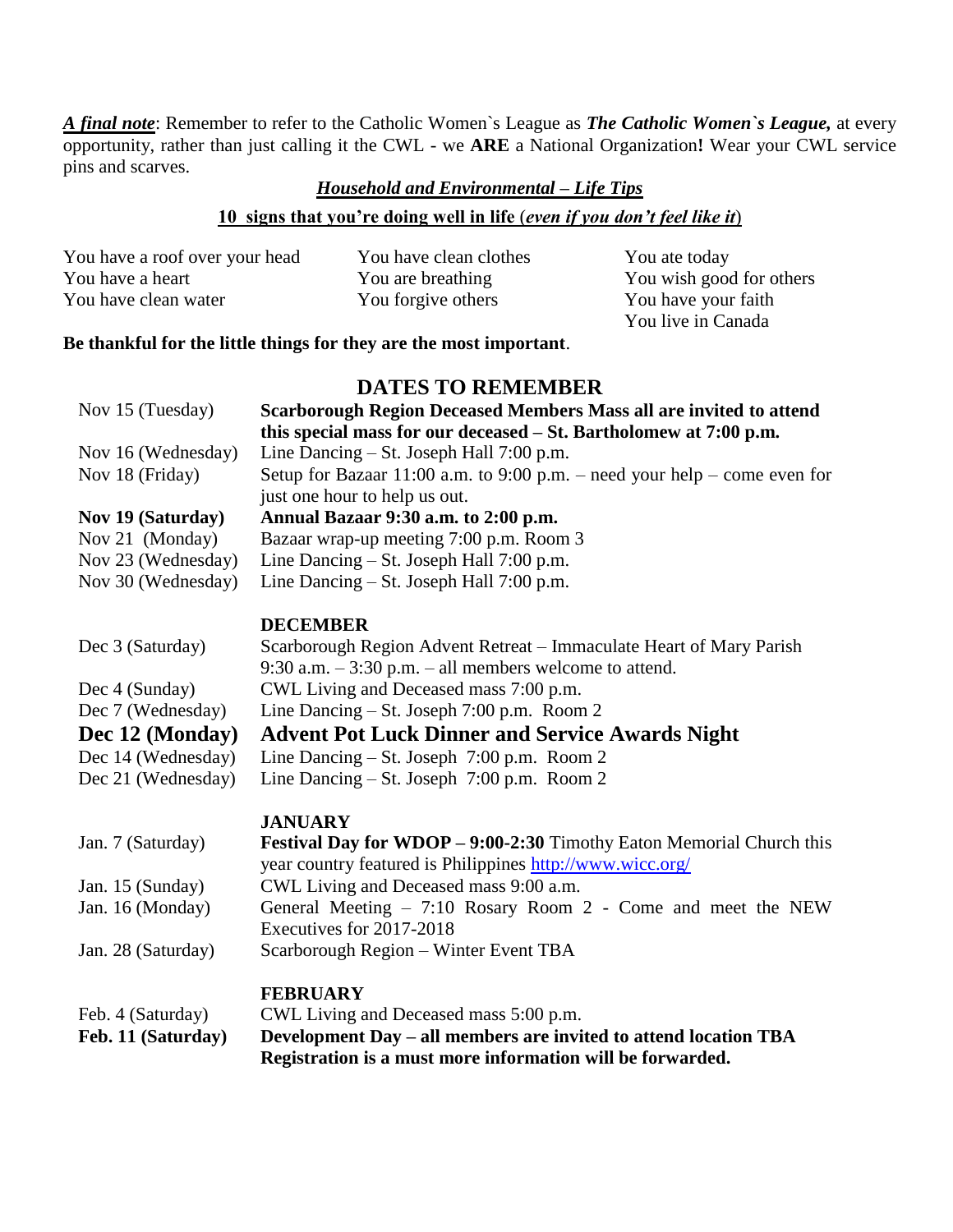***A final note***: Remember to refer to the Catholic Women`s League as ***The Catholic Women`s League,*** at every opportunity, rather than just calling it the CWL - we **ARE** a National Organization**!** Wear your CWL service pins and scarves.

***Household and Environmental – Life Tips***

**10 signs that you're doing well in life (*even if you don't feel like it*)**

| | | |
|---|---|---|
| You have a roof over your head | You have clean clothes | You ate today |
| You have a heart | You are breathing | You wish good for others |
| You have clean water | You forgive others | You have your faith |
| | | You live in Canada |

**Be thankful for the little things for they are the most important**.

## DATES TO REMEMBER

| | |
|---|---|
| Nov 15 (Tuesday) | **Scarborough Region Deceased Members Mass all are invited to attend this special mass for our deceased – St. Bartholomew at 7:00 p.m.** |
| Nov 16 (Wednesday) | Line Dancing – St. Joseph Hall 7:00 p.m. |
| Nov 18 (Friday) | Setup for Bazaar 11:00 a.m. to 9:00 p.m. – need your help – come even for just one hour to help us out. |
| **Nov 19 (Saturday)** | **Annual Bazaar 9:30 a.m. to 2:00 p.m.** |
| Nov 21 (Monday) | Bazaar wrap-up meeting 7:00 p.m. Room 3 |
| Nov 23 (Wednesday) | Line Dancing – St. Joseph Hall 7:00 p.m. |
| Nov 30 (Wednesday) | Line Dancing – St. Joseph Hall 7:00 p.m. |
| | **DECEMBER** |
| Dec 3 (Saturday) | Scarborough Region Advent Retreat – Immaculate Heart of Mary Parish 9:30 a.m. – 3:30 p.m. – all members welcome to attend. |
| Dec 4 (Sunday) | CWL Living and Deceased mass 7:00 p.m. |
| Dec 7 (Wednesday) | Line Dancing – St. Joseph 7:00 p.m. Room 2 |
| **Dec 12 (Monday)** | **Advent Pot Luck Dinner and Service Awards Night** |
| Dec 14 (Wednesday) | Line Dancing – St. Joseph 7:00 p.m. Room 2 |
| Dec 21 (Wednesday) | Line Dancing – St. Joseph 7:00 p.m. Room 2 |
| | **JANUARY** |
| Jan. 7 (Saturday) | **Festival Day for WDOP – 9:00-2:30** Timothy Eaton Memorial Church this year country featured is Philippines http://www.wicc.org/ |
| Jan. 15 (Sunday) | CWL Living and Deceased mass 9:00 a.m. |
| Jan. 16 (Monday) | General Meeting – 7:10 Rosary Room 2 - Come and meet the NEW Executives for 2017-2018 |
| Jan. 28 (Saturday) | Scarborough Region – Winter Event TBA |
| | **FEBRUARY** |
| Feb. 4 (Saturday) | CWL Living and Deceased mass 5:00 p.m. |
| **Feb. 11 (Saturday)** | **Development Day – all members are invited to attend location TBA Registration is a must more information will be forwarded.** |